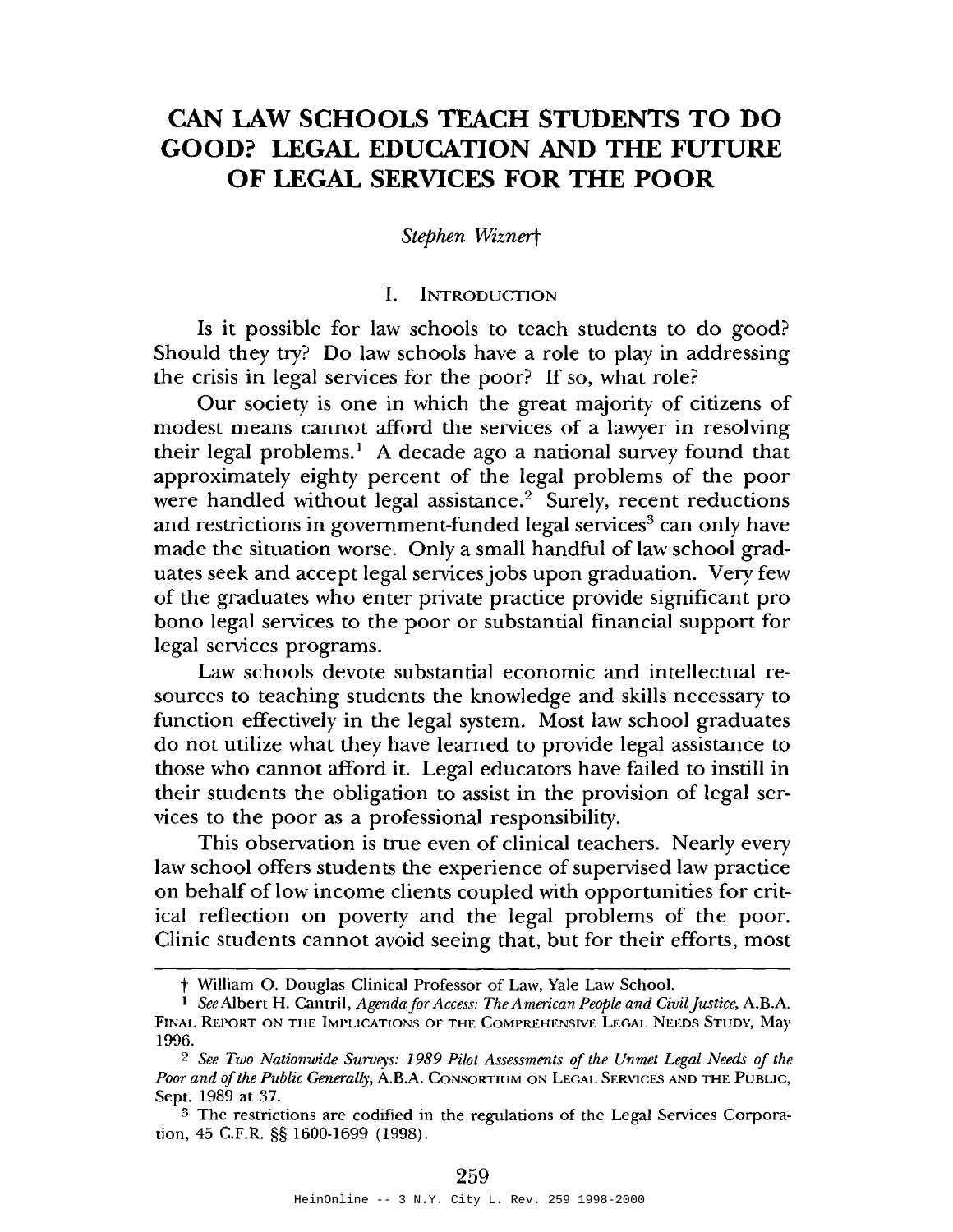# CAN LAW SCHOOLS TEACH STUDENTS TO DO GOOD? LEGAL EDUCATION AND THE FUTURE OF LEGAL SERVICES FOR THE POOR

*Stephen Wizner*†

## I. INTRODUCTION

Is it possible for law schools to teach students to do good? Should they try? Do law schools have a role to play in addressing the crisis in legal services for the poor? If so, what role?

Our society is one in which the great majority of citizens of modest means cannot afford the services of a lawyer in resolving their legal problems.[1] A decade ago a national survey found that approximately eighty percent of the legal problems of the poor were handled without legal assistance.[2] Surely, recent reductions and restrictions in government-funded legal services[3] can only have made the situation worse. Only a small handful of law school graduates seek and accept legal services jobs upon graduation. Very few of the graduates who enter private practice provide significant pro bono legal services to the poor or substantial financial support for legal services programs.

Law schools devote substantial economic and intellectual resources to teaching students the knowledge and skills necessary to function effectively in the legal system. Most law school graduates do not utilize what they have learned to provide legal assistance to those who cannot afford it. Legal educators have failed to instill in their students the obligation to assist in the provision of legal services to the poor as a professional responsibility.

This observation is true even of clinical teachers. Nearly every law school offers students the experience of supervised law practice on behalf of low income clients coupled with opportunities for critical reflection on poverty and the legal problems of the poor. Clinic students cannot avoid seeing that, but for their efforts, most

---

† William O. Douglas Clinical Professor of Law, Yale Law School.

1 *See* Albert H. Cantril, *Agenda for Access: The American People and Civil Justice*, A.B.A. FINAL REPORT ON THE IMPLICATIONS OF THE COMPREHENSIVE LEGAL NEEDS STUDY, May 1996.

2 *See Two Nationwide Surveys: 1989 Pilot Assessments of the Unmet Legal Needs of the Poor and of the Public Generally*, A.B.A. CONSORTIUM ON LEGAL SERVICES AND THE PUBLIC, Sept. 1989 at 37.

3 The restrictions are codified in the regulations of the Legal Services Corporation, 45 C.F.R. §§ 1600-1699 (1998).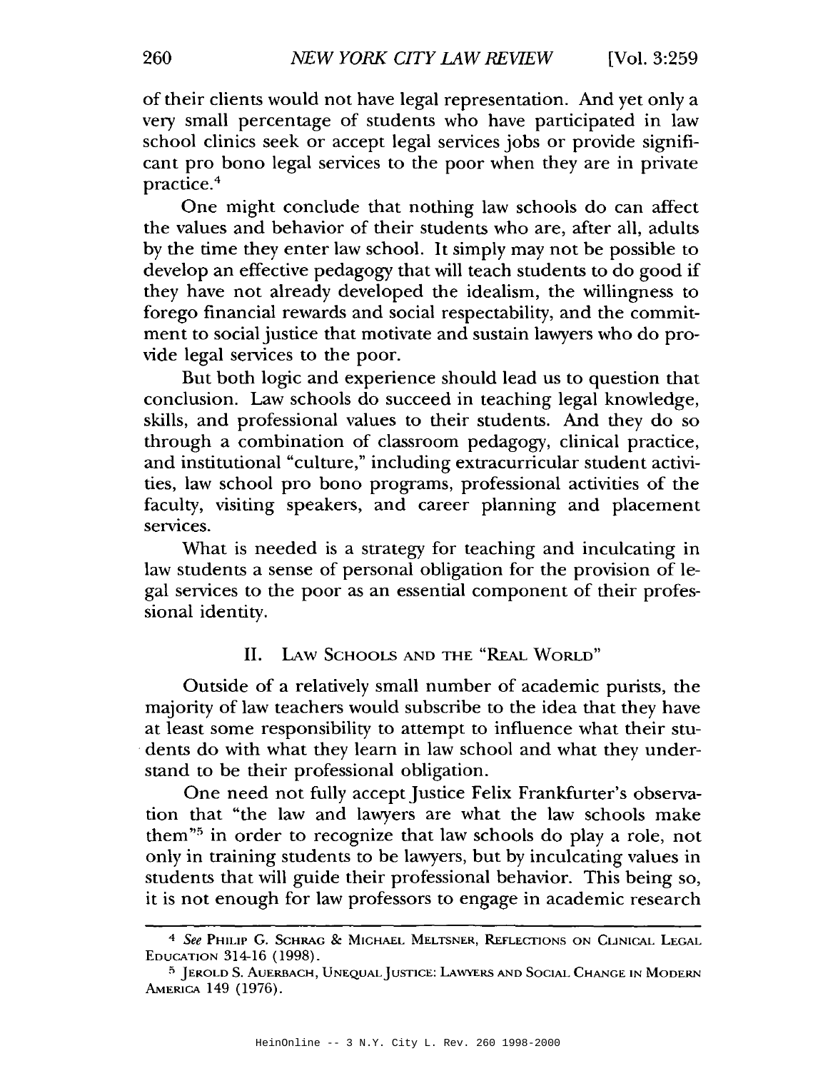of their clients would not have legal representation. And yet only a very small percentage of students who have participated in law school clinics seek or accept legal services jobs or provide significant pro bono legal services to the poor when they are in private practice.[4]

One might conclude that nothing law schools do can affect the values and behavior of their students who are, after all, adults by the time they enter law school. It simply may not be possible to develop an effective pedagogy that will teach students to do good if they have not already developed the idealism, the willingness to forego financial rewards and social respectability, and the commitment to social justice that motivate and sustain lawyers who do provide legal services to the poor.

But both logic and experience should lead us to question that conclusion. Law schools do succeed in teaching legal knowledge, skills, and professional values to their students. And they do so through a combination of classroom pedagogy, clinical practice, and institutional "culture," including extracurricular student activities, law school pro bono programs, professional activities of the faculty, visiting speakers, and career planning and placement services.

What is needed is a strategy for teaching and inculcating in law students a sense of personal obligation for the provision of legal services to the poor as an essential component of their professional identity.

## II. Law Schools and the "Real World"

Outside of a relatively small number of academic purists, the majority of law teachers would subscribe to the idea that they have at least some responsibility to attempt to influence what their students do with what they learn in law school and what they understand to be their professional obligation.

One need not fully accept Justice Felix Frankfurter's observation that "the law and lawyers are what the law schools make them"[5] in order to recognize that law schools do play a role, not only in training students to be lawyers, but by inculcating values in students that will guide their professional behavior. This being so, it is not enough for law professors to engage in academic research

---

[4] *See* Philip G. Schrag & Michael Meltsner, Reflections on Clinical Legal Education 314-16 (1998).

[5] Jerold S. Auerbach, Unequal Justice: Lawyers and Social Change in Modern America 149 (1976).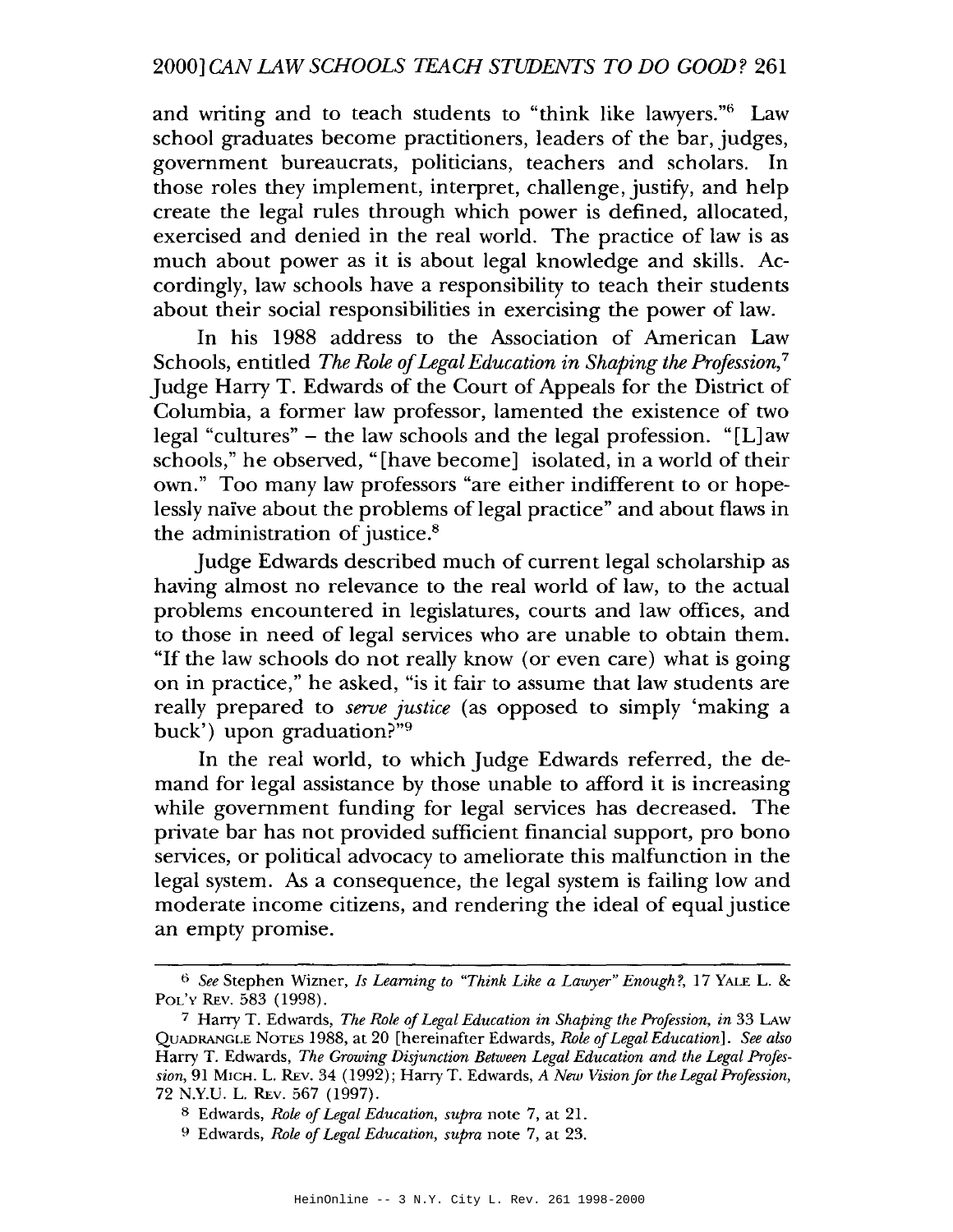and writing and to teach students to "think like lawyers."[6] Law school graduates become practitioners, leaders of the bar, judges, government bureaucrats, politicians, teachers and scholars. In those roles they implement, interpret, challenge, justify, and help create the legal rules through which power is defined, allocated, exercised and denied in the real world. The practice of law is as much about power as it is about legal knowledge and skills. Accordingly, law schools have a responsibility to teach their students about their social responsibilities in exercising the power of law.

In his 1988 address to the Association of American Law Schools, entitled *The Role of Legal Education in Shaping the Profession*,[7] Judge Harry T. Edwards of the Court of Appeals for the District of Columbia, a former law professor, lamented the existence of two legal "cultures" – the law schools and the legal profession. "[L]aw schools," he observed, "[have become] isolated, in a world of their own." Too many law professors "are either indifferent to or hopelessly naïve about the problems of legal practice" and about flaws in the administration of justice.[8]

Judge Edwards described much of current legal scholarship as having almost no relevance to the real world of law, to the actual problems encountered in legislatures, courts and law offices, and to those in need of legal services who are unable to obtain them. "If the law schools do not really know (or even care) what is going on in practice," he asked, "is it fair to assume that law students are really prepared to *serve justice* (as opposed to simply 'making a buck') upon graduation?"[9]

In the real world, to which Judge Edwards referred, the demand for legal assistance by those unable to afford it is increasing while government funding for legal services has decreased. The private bar has not provided sufficient financial support, pro bono services, or political advocacy to ameliorate this malfunction in the legal system. As a consequence, the legal system is failing low and moderate income citizens, and rendering the ideal of equal justice an empty promise.

---

[6] *See* Stephen Wizner, *Is Learning to "Think Like a Lawyer" Enough?*, 17 YALE L. & POL'Y REV. 583 (1998).

[7] Harry T. Edwards, *The Role of Legal Education in Shaping the Profession*, *in* 33 LAW QUADRANGLE NOTES 1988, at 20 [hereinafter Edwards, *Role of Legal Education*]. *See also* Harry T. Edwards, *The Growing Disjunction Between Legal Education and the Legal Profession*, 91 MICH. L. REV. 34 (1992); Harry T. Edwards, *A New Vision for the Legal Profession*, 72 N.Y.U. L. REV. 567 (1997).

[8] Edwards, *Role of Legal Education*, *supra* note 7, at 21.

[9] Edwards, *Role of Legal Education*, *supra* note 7, at 23.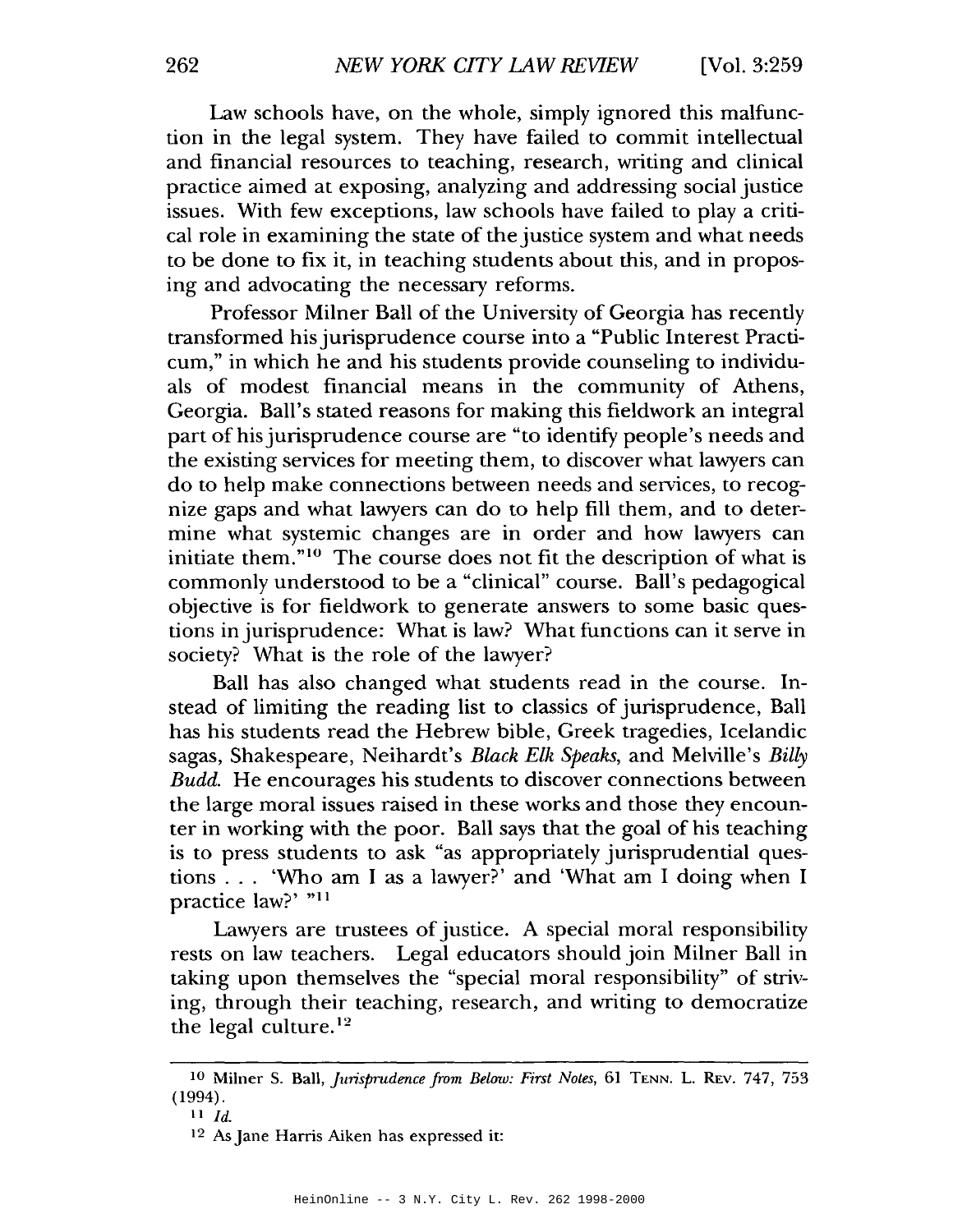Law schools have, on the whole, simply ignored this malfunction in the legal system. They have failed to commit intellectual and financial resources to teaching, research, writing and clinical practice aimed at exposing, analyzing and addressing social justice issues. With few exceptions, law schools have failed to play a critical role in examining the state of the justice system and what needs to be done to fix it, in teaching students about this, and in proposing and advocating the necessary reforms.

Professor Milner Ball of the University of Georgia has recently transformed his jurisprudence course into a "Public Interest Practicum," in which he and his students provide counseling to individuals of modest financial means in the community of Athens, Georgia. Ball's stated reasons for making this fieldwork an integral part of his jurisprudence course are "to identify people's needs and the existing services for meeting them, to discover what lawyers can do to help make connections between needs and services, to recognize gaps and what lawyers can do to help fill them, and to determine what systemic changes are in order and how lawyers can initiate them."[10] The course does not fit the description of what is commonly understood to be a "clinical" course. Ball's pedagogical objective is for fieldwork to generate answers to some basic questions in jurisprudence: What is law? What functions can it serve in society? What is the role of the lawyer?

Ball has also changed what students read in the course. Instead of limiting the reading list to classics of jurisprudence, Ball has his students read the Hebrew bible, Greek tragedies, Icelandic sagas, Shakespeare, Neihardt's *Black Elk Speaks*, and Melville's *Billy Budd*. He encourages his students to discover connections between the large moral issues raised in these works and those they encounter in working with the poor. Ball says that the goal of his teaching is to press students to ask "as appropriately jurisprudential questions . . . 'Who am I as a lawyer?' and 'What am I doing when I practice law?' "[11]

Lawyers are trustees of justice. A special moral responsibility rests on law teachers. Legal educators should join Milner Ball in taking upon themselves the "special moral responsibility" of striving, through their teaching, research, and writing to democratize the legal culture.[12]

---

[10] Milner S. Ball, *Jurisprudence from Below: First Notes*, 61 TENN. L. REV. 747, 753 (1994).

[11] *Id.*

[12] As Jane Harris Aiken has expressed it: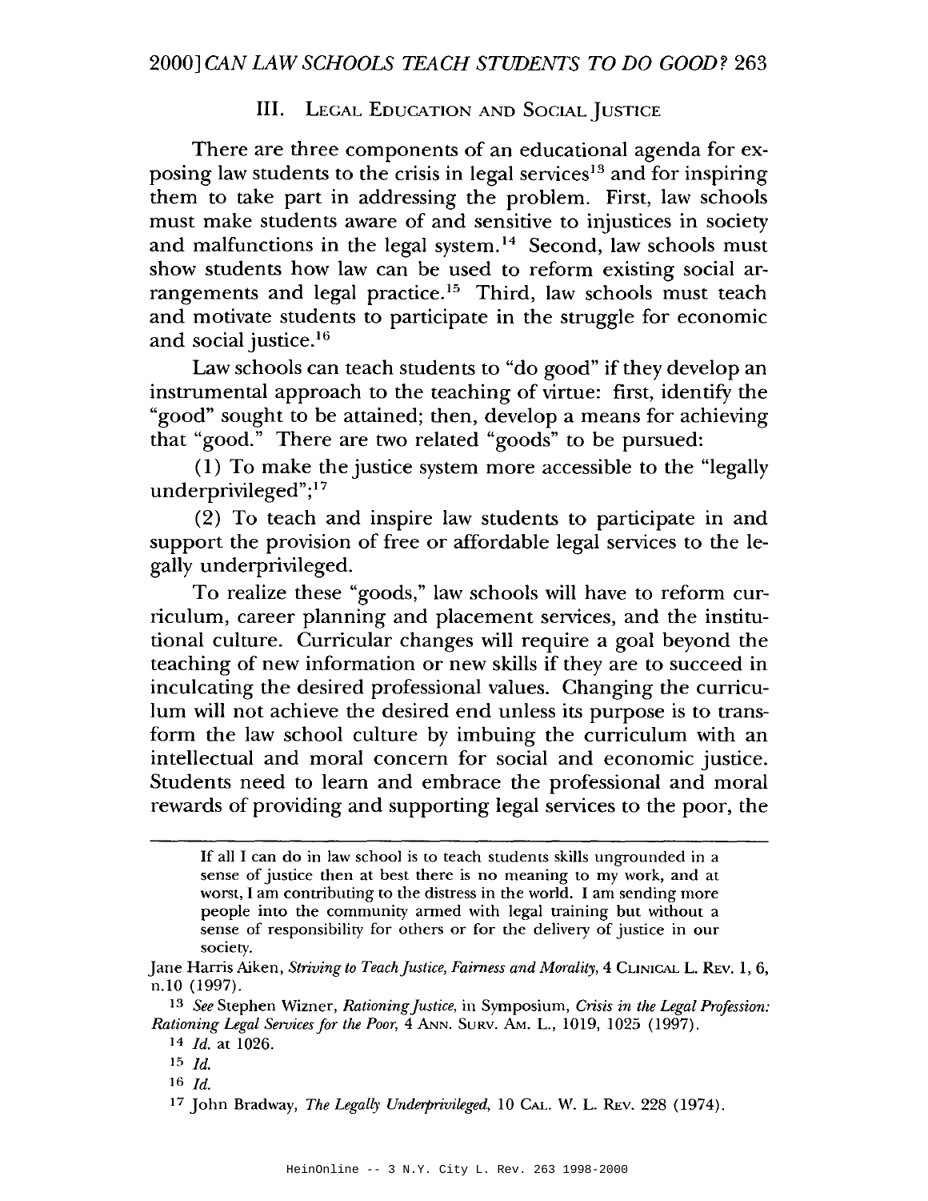## III. Legal Education and Social Justice

There are three components of an educational agenda for exposing law students to the crisis in legal services[13] and for inspiring them to take part in addressing the problem. First, law schools must make students aware of and sensitive to injustices in society and malfunctions in the legal system.[14] Second, law schools must show students how law can be used to reform existing social arrangements and legal practice.[15] Third, law schools must teach and motivate students to participate in the struggle for economic and social justice.[16]

Law schools can teach students to "do good" if they develop an instrumental approach to the teaching of virtue: first, identify the "good" sought to be attained; then, develop a means for achieving that "good." There are two related "goods" to be pursued:

(1) To make the justice system more accessible to the "legally underprivileged";[17]

(2) To teach and inspire law students to participate in and support the provision of free or affordable legal services to the legally underprivileged.

To realize these "goods," law schools will have to reform curriculum, career planning and placement services, and the institutional culture. Curricular changes will require a goal beyond the teaching of new information or new skills if they are to succeed in inculcating the desired professional values. Changing the curriculum will not achieve the desired end unless its purpose is to transform the law school culture by imbuing the curriculum with an intellectual and moral concern for social and economic justice. Students need to learn and embrace the professional and moral rewards of providing and supporting legal services to the poor, the

---

> If all I can do in law school is to teach students skills ungrounded in a sense of justice then at best there is no meaning to my work, and at worst, I am contributing to the distress in the world. I am sending more people into the community armed with legal training but without a sense of responsibility for others or for the delivery of justice in our society.

Jane Harris Aiken, *Striving to Teach Justice, Fairness and Morality*, 4 Clinical L. Rev. 1, 6, n.10 (1997).

[13] *See* Stephen Wizner, *Rationing Justice*, in Symposium, *Crisis in the Legal Profession: Rationing Legal Services for the Poor*, 4 Ann. Surv. Am. L., 1019, 1025 (1997).

[14] *Id.* at 1026.

[15] *Id.*

[16] *Id.*

[17] John Bradway, *The Legally Underprivileged*, 10 Cal. W. L. Rev. 228 (1974).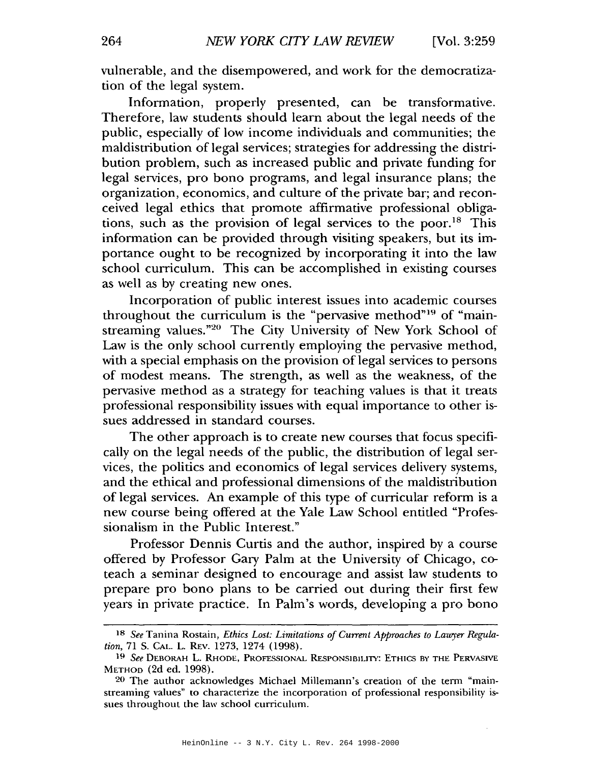vulnerable, and the disempowered, and work for the democratization of the legal system.

Information, properly presented, can be transformative. Therefore, law students should learn about the legal needs of the public, especially of low income individuals and communities; the maldistribution of legal services; strategies for addressing the distribution problem, such as increased public and private funding for legal services, pro bono programs, and legal insurance plans; the organization, economics, and culture of the private bar; and reconceived legal ethics that promote affirmative professional obligations, such as the provision of legal services to the poor.[18] This information can be provided through visiting speakers, but its importance ought to be recognized by incorporating it into the law school curriculum. This can be accomplished in existing courses as well as by creating new ones.

Incorporation of public interest issues into academic courses throughout the curriculum is the "pervasive method"[19] of "mainstreaming values."[20] The City University of New York School of Law is the only school currently employing the pervasive method, with a special emphasis on the provision of legal services to persons of modest means. The strength, as well as the weakness, of the pervasive method as a strategy for teaching values is that it treats professional responsibility issues with equal importance to other issues addressed in standard courses.

The other approach is to create new courses that focus specifically on the legal needs of the public, the distribution of legal services, the politics and economics of legal services delivery systems, and the ethical and professional dimensions of the maldistribution of legal services. An example of this type of curricular reform is a new course being offered at the Yale Law School entitled "Professionalism in the Public Interest."

Professor Dennis Curtis and the author, inspired by a course offered by Professor Gary Palm at the University of Chicago, co-teach a seminar designed to encourage and assist law students to prepare pro bono plans to be carried out during their first few years in private practice. In Palm's words, developing a pro bono

---

[18] *See* Tanina Rostain, *Ethics Lost: Limitations of Current Approaches to Lawyer Regulation*, 71 S. CAL. L. REV. 1273, 1274 (1998).

[19] *See* DEBORAH L. RHODE, PROFESSIONAL RESPONSIBILITY: ETHICS BY THE PERVASIVE METHOD (2d ed. 1998).

[20] The author acknowledges Michael Millemann's creation of the term "mainstreaming values" to characterize the incorporation of professional responsibility issues throughout the law school curriculum.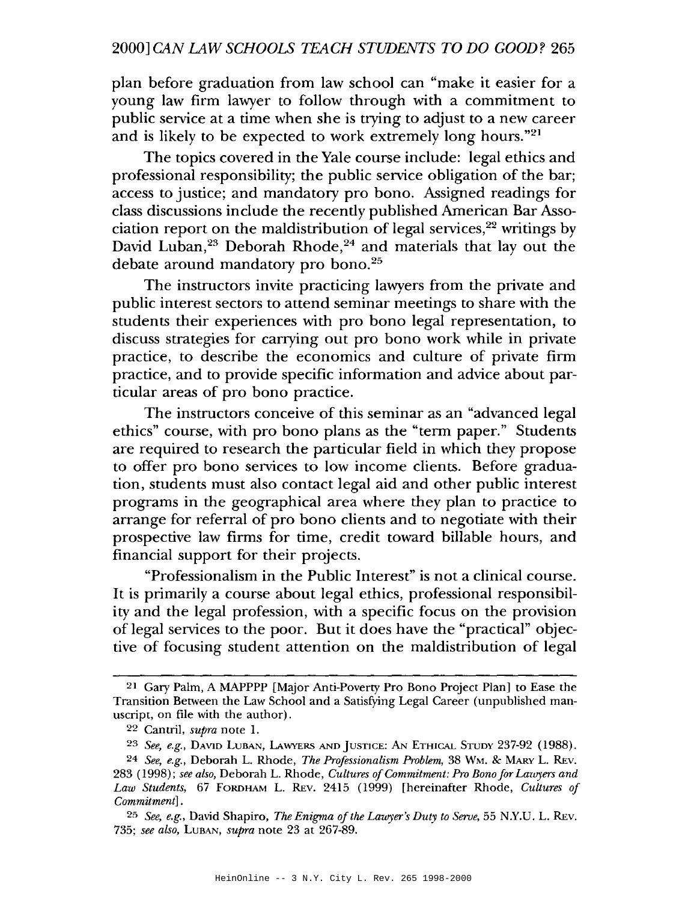plan before graduation from law school can "make it easier for a young law firm lawyer to follow through with a commitment to public service at a time when she is trying to adjust to a new career and is likely to be expected to work extremely long hours."[21]

The topics covered in the Yale course include: legal ethics and professional responsibility; the public service obligation of the bar; access to justice; and mandatory pro bono. Assigned readings for class discussions include the recently published American Bar Association report on the maldistribution of legal services,[22] writings by David Luban,[23] Deborah Rhode,[24] and materials that lay out the debate around mandatory pro bono.[25]

The instructors invite practicing lawyers from the private and public interest sectors to attend seminar meetings to share with the students their experiences with pro bono legal representation, to discuss strategies for carrying out pro bono work while in private practice, to describe the economics and culture of private firm practice, and to provide specific information and advice about particular areas of pro bono practice.

The instructors conceive of this seminar as an "advanced legal ethics" course, with pro bono plans as the "term paper." Students are required to research the particular field in which they propose to offer pro bono services to low income clients. Before graduation, students must also contact legal aid and other public interest programs in the geographical area where they plan to practice to arrange for referral of pro bono clients and to negotiate with their prospective law firms for time, credit toward billable hours, and financial support for their projects.

"Professionalism in the Public Interest" is not a clinical course. It is primarily a course about legal ethics, professional responsibility and the legal profession, with a specific focus on the provision of legal services to the poor. But it does have the "practical" objective of focusing student attention on the maldistribution of legal

---

[21] Gary Palm, A MAPPPP [Major Anti-Poverty Pro Bono Project Plan] to Ease the Transition Between the Law School and a Satisfying Legal Career (unpublished manuscript, on file with the author).

[22] Cantril, *supra* note 1.

[23] *See, e.g.*, DAVID LUBAN, LAWYERS AND JUSTICE: AN ETHICAL STUDY 237-92 (1988).

[24] *See, e.g.*, Deborah L. Rhode, *The Professionalism Problem*, 38 WM. & MARY L. REV. 283 (1998); *see also*, Deborah L. Rhode, *Cultures of Commitment: Pro Bono for Lawyers and Law Students*, 67 FORDHAM L. REV. 2415 (1999) [hereinafter Rhode, *Cultures of Commitment*].

[25] *See, e.g.*, David Shapiro, *The Enigma of the Lawyer's Duty to Serve*, 55 N.Y.U. L. REV. 735; *see also*, LUBAN, *supra* note 23 at 267-89.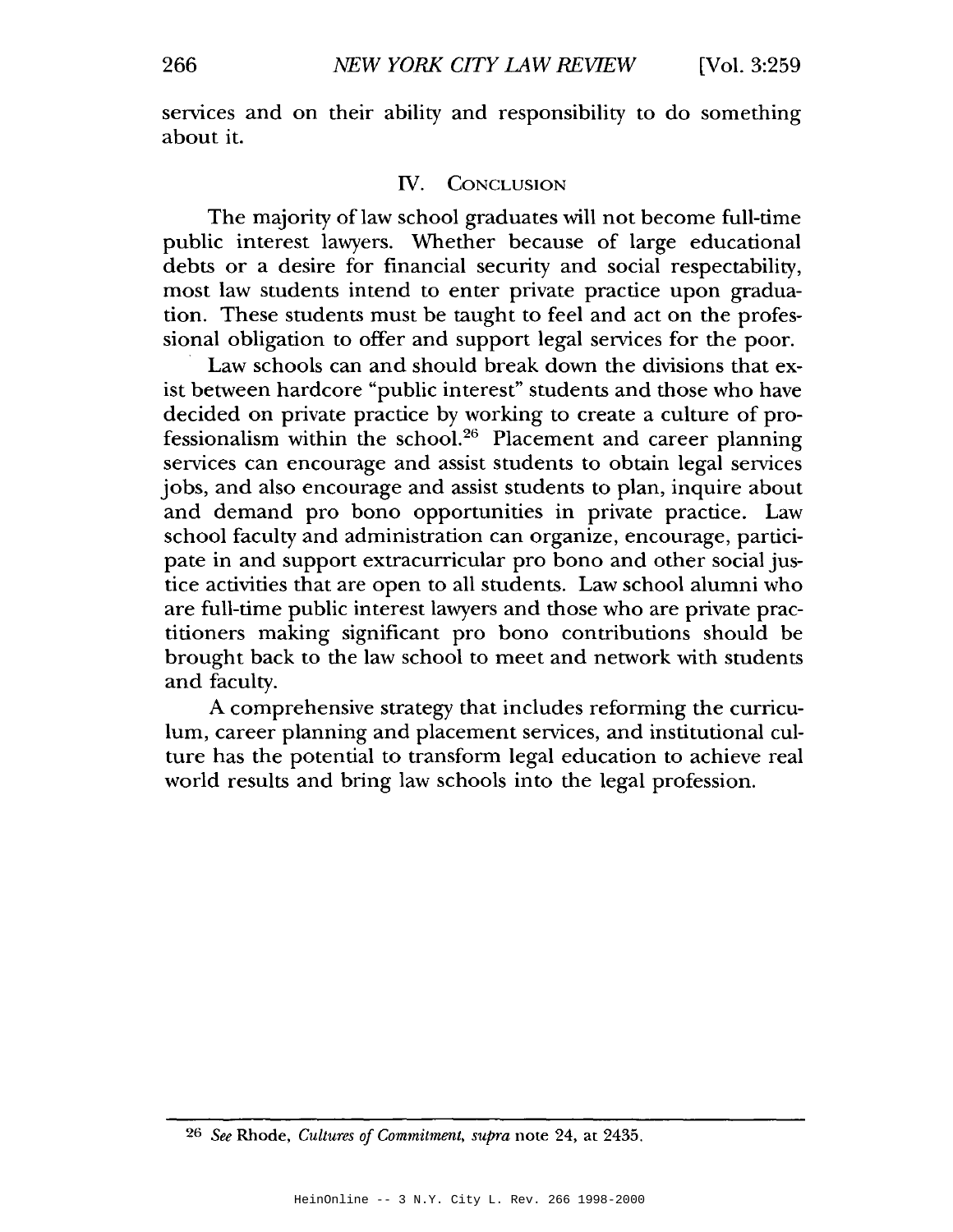services and on their ability and responsibility to do something about it.

## IV. Conclusion

The majority of law school graduates will not become full-time public interest lawyers. Whether because of large educational debts or a desire for financial security and social respectability, most law students intend to enter private practice upon graduation. These students must be taught to feel and act on the professional obligation to offer and support legal services for the poor.

Law schools can and should break down the divisions that exist between hardcore "public interest" students and those who have decided on private practice by working to create a culture of professionalism within the school.[26] Placement and career planning services can encourage and assist students to obtain legal services jobs, and also encourage and assist students to plan, inquire about and demand pro bono opportunities in private practice. Law school faculty and administration can organize, encourage, participate in and support extracurricular pro bono and other social justice activities that are open to all students. Law school alumni who are full-time public interest lawyers and those who are private practitioners making significant pro bono contributions should be brought back to the law school to meet and network with students and faculty.

A comprehensive strategy that includes reforming the curriculum, career planning and placement services, and institutional culture has the potential to transform legal education to achieve real world results and bring law schools into the legal profession.

---

[26] *See* Rhode, *Cultures of Commitment*, *supra* note 24, at 2435.